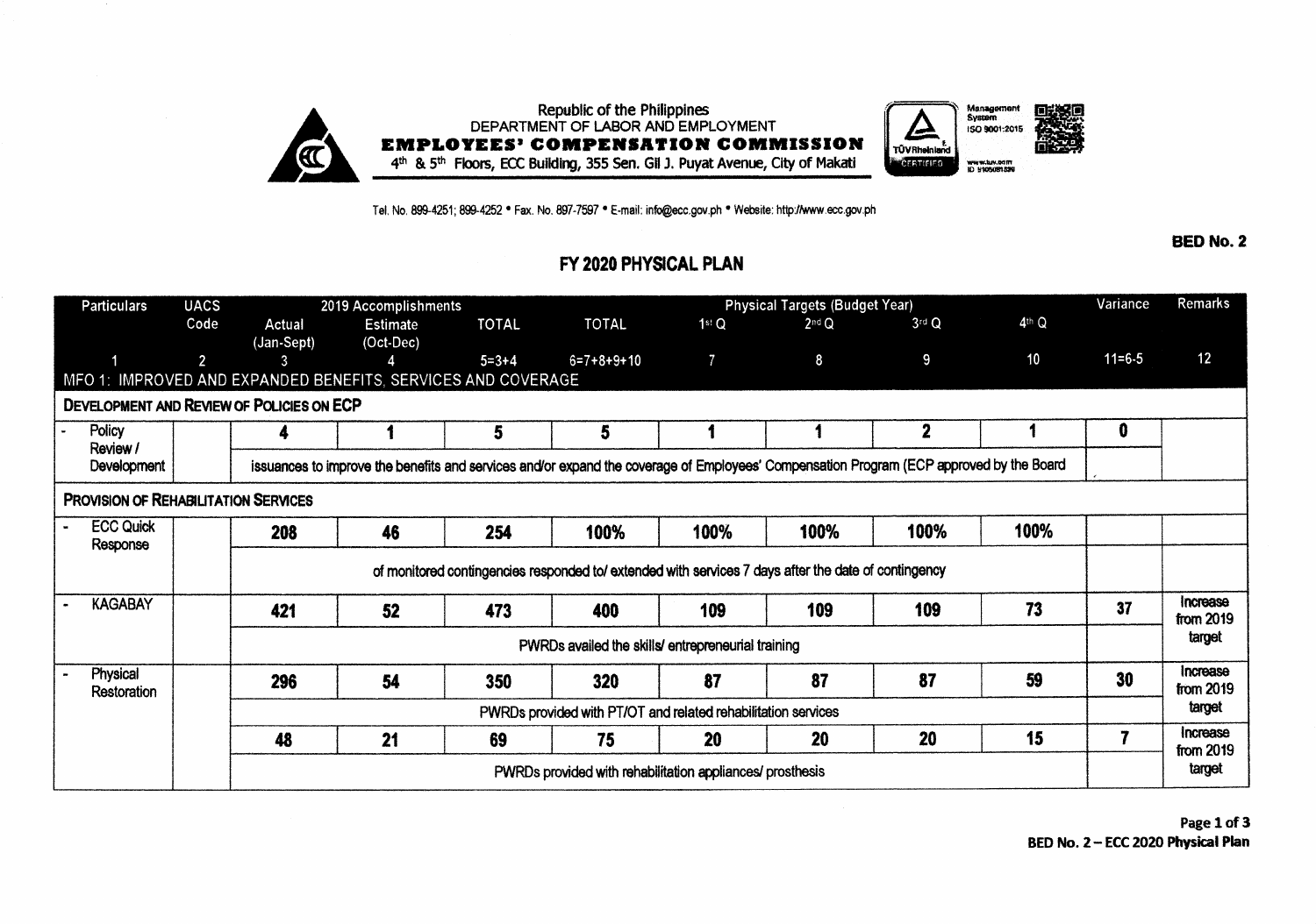Republic of the Philippines
DEPARTMENT OF LABOR AND EMPLOYMENT
**EMPLOYEES' COMPENSATION COMMISSION**
4th & 5th Floors, ECC Building, 355 Sen. Gil J. Puyat Avenue, City of Makati

Tel. No. 899-4251; 899-4252 • Fax. No. 897-7597 • E-mail: info@ecc.gov.ph • Website: http://www.ecc.gov.ph

**BED No. 2**

## FY 2020 PHYSICAL PLAN

| Particulars | UACS Code | 2019 Accomplishments Actual (Jan-Sept) | Estimate (Oct-Dec) | TOTAL | Physical Targets (Budget Year) TOTAL | 1st Q | 2nd Q | 3rd Q | 4th Q | Variance | Remarks |
|---|---|---|---|---|---|---|---|---|---|---|---|
| 1 | 2 | 3 | 4 | 5=3+4 | 6=7+8+9+10 | 7 | 8 | 9 | 10 | 11=6-5 | 12 |
| MFO 1: IMPROVED AND EXPANDED BENEFITS, SERVICES AND COVERAGE | | | | | | | | | | | |
| **DEVELOPMENT AND REVIEW OF POLICIES ON ECP** | | | | | | | | | | | |
| - Policy Review / Development | | 4 | 1 | 5 | 5 | 1 | 1 | 2 | 1 | 0 | |
| | | issuances to improve the benefits and services and/or expand the coverage of Employees' Compensation Program (ECP approved by the Board | | | | | | | | | |
| **PROVISION OF REHABILITATION SERVICES** | | | | | | | | | | | |
| - ECC Quick Response | | 208 | 46 | 254 | 100% | 100% | 100% | 100% | 100% | | |
| | | of monitored contingencies responded to/ extended with services 7 days after the date of contingency | | | | | | | | | |
| - KAGABAY | | 421 | 52 | 473 | 400 | 109 | 109 | 109 | 73 | 37 | Increase from 2019 target |
| | | PWRDs availed the skills/ entrepreneurial training | | | | | | | | | |
| - Physical Restoration | | 296 | 54 | 350 | 320 | 87 | 87 | 87 | 59 | 30 | Increase from 2019 target |
| | | PWRDs provided with PT/OT and related rehabilitation services | | | | | | | | | |
| | | 48 | 21 | 69 | 75 | 20 | 20 | 20 | 15 | 7 | Increase from 2019 target |
| | | PWRDs provided with rehabilitation appliances/ prosthesis | | | | | | | | | |

BED No. 2 – ECC 2020 Physical Plan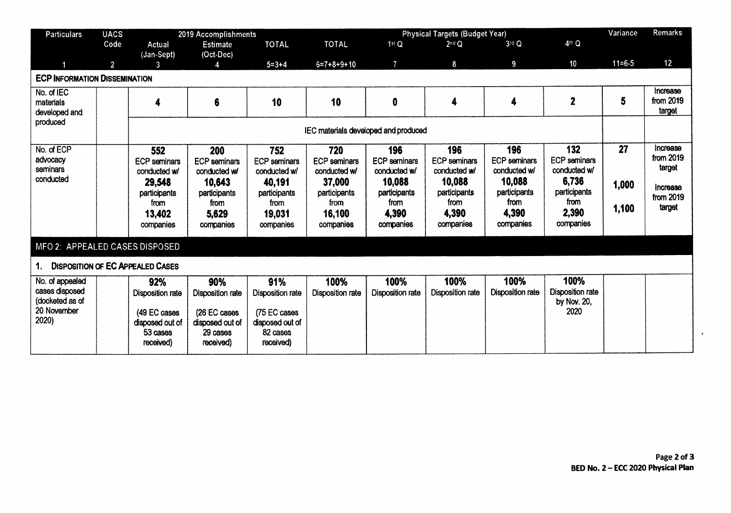| Particulars | UACS Code | 2019 Accomplishments | | | Physical Targets (Budget Year) | | | | | Variance | Remarks |
|---|---|---|---|---|---|---|---|---|---|---|---|
| | | Actual (Jan-Sept) | Estimate (Oct-Dec) | TOTAL | TOTAL | 1st Q | 2nd Q | 3rd Q | 4th Q | | |
| 1 | 2 | 3 | 4 | 5=3+4 | 6=7+8+9+10 | 7 | 8 | 9 | 10 | 11=6-5 | 12 |
| **ECP INFORMATION DISSEMINATION** | | | | | | | | | | | |
| No. of IEC materials developed and produced | | **4** | **6** | **10** | **10** | **0** | **4** | **4** | **2** | **5** | Increase from 2019 target |
| | | IEC materials developed and produced | | | | | | | | | |
| No. of ECP advocacy seminars conducted | | **552** ECP seminars conducted w/ **29,548** participants from **13,402** companies | **200** ECP seminars conducted w/ **10,643** participants from **5,629** companies | **752** ECP seminars conducted w/ **40,191** participants from **19,031** companies | **720** ECP seminars conducted w/ **37,000** participants from **16,100** companies | **196** ECP seminars conducted w/ **10,088** participants from **4,390** companies | **196** ECP seminars conducted w/ **10,088** participants from **4,390** companies | **196** ECP seminars conducted w/ **10,088** participants from **4,390** companies | **132** ECP seminars conducted w/ **6,736** participants from **2,390** companies | **27** **1,000** **1,100** | Increase from 2019 target Increase from 2019 target |
| **MFO 2: APPEALED CASES DISPOSED** | | | | | | | | | | | |
| **1. DISPOSITION OF EC APPEALED CASES** | | | | | | | | | | | |
| No. of appealed cases disposed (docketed as of 20 November 2020) | | **92%** Disposition rate (49 EC cases disposed out of 53 cases received) | **90%** Disposition rate (26 EC cases disposed out of 29 cases received) | **91%** Disposition rate (75 EC cases disposed out of 82 cases received) | **100%** Disposition rate | **100%** Disposition rate | **100%** Disposition rate | **100%** Disposition rate | **100%** Disposition rate by Nov. 20, 2020 | | |

**BED No. 2 – ECC 2020 Physical Plan**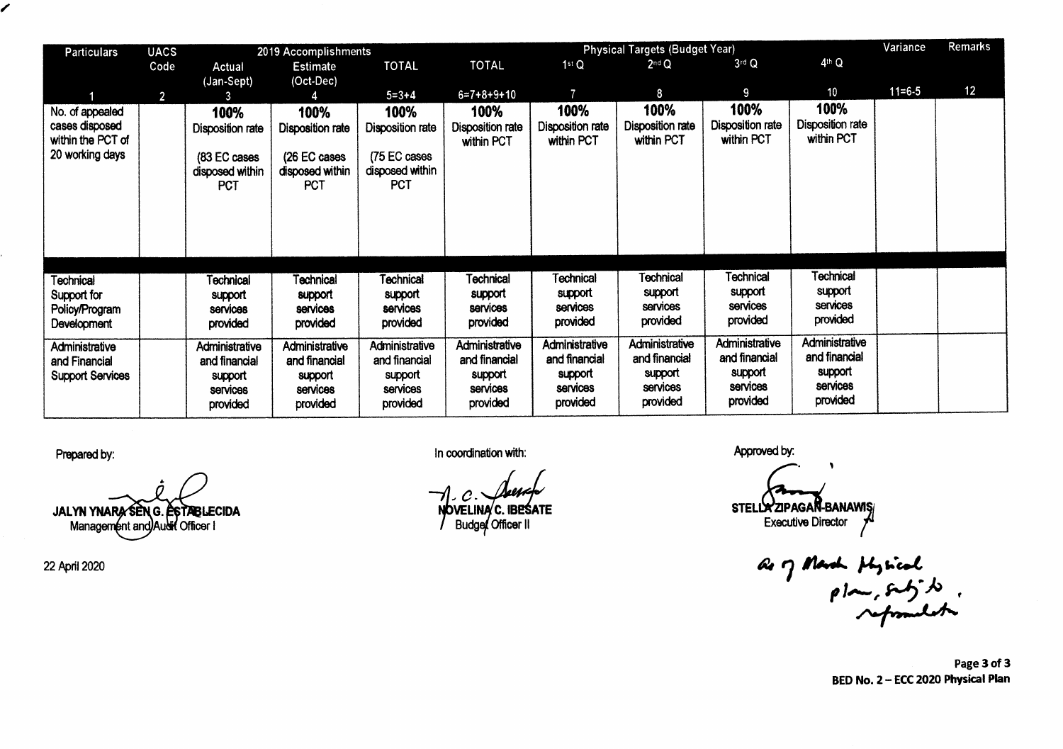| Particulars | UACS Code | 2019 Accomplishments | | | Physical Targets (Budget Year) | | | | | Variance | Remarks |
|---|---|---|---|---|---|---|---|---|---|---|---|
| | | Actual (Jan-Sept) | Estimate (Oct-Dec) | TOTAL | TOTAL | 1st Q | 2nd Q | 3rd Q | 4th Q | | |
| 1 | 2 | 3 | 4 | 5=3+4 | 6=7+8+9+10 | 7 | 8 | 9 | 10 | 11=6-5 | 12 |
| No. of appealed cases disposed within the PCT of 20 working days | | **100%** Disposition rate (83 EC cases disposed within PCT | **100%** Disposition rate (26 EC cases disposed within PCT | **100%** Disposition rate (75 EC cases disposed within PCT | **100%** Disposition rate within PCT | **100%** Disposition rate within PCT | **100%** Disposition rate within PCT | **100%** Disposition rate within PCT | **100%** Disposition rate within PCT | | |
| | | | | | | | | | | | |
| Technical Support for Policy/Program Development | | Technical support services provided | Technical support services provided | Technical support services provided | Technical support services provided | Technical support services provided | Technical support services provided | Technical support services provided | Technical support services provided | | |
| Administrative and Financial Support Services | | Administrative and financial support services provided | Administrative and financial support services provided | Administrative and financial support services provided | Administrative and financial support services provided | Administrative and financial support services provided | Administrative and financial support services provided | Administrative and financial support services provided | Administrative and financial support services provided | | |

Prepared by:

**JALYN YNARA SEN G. ESTABLECIDA**
Management and Audit Officer I

22 April 2020

In coordination with:

**NOVELINA C. IBESATE**
Budget Officer II

Approved by:

**STELLA ZIPAGAN-BANAWIS**
Executive Director

As of March Physical plan, subj. to reformulation

BED No. 2 – ECC 2020 Physical Plan